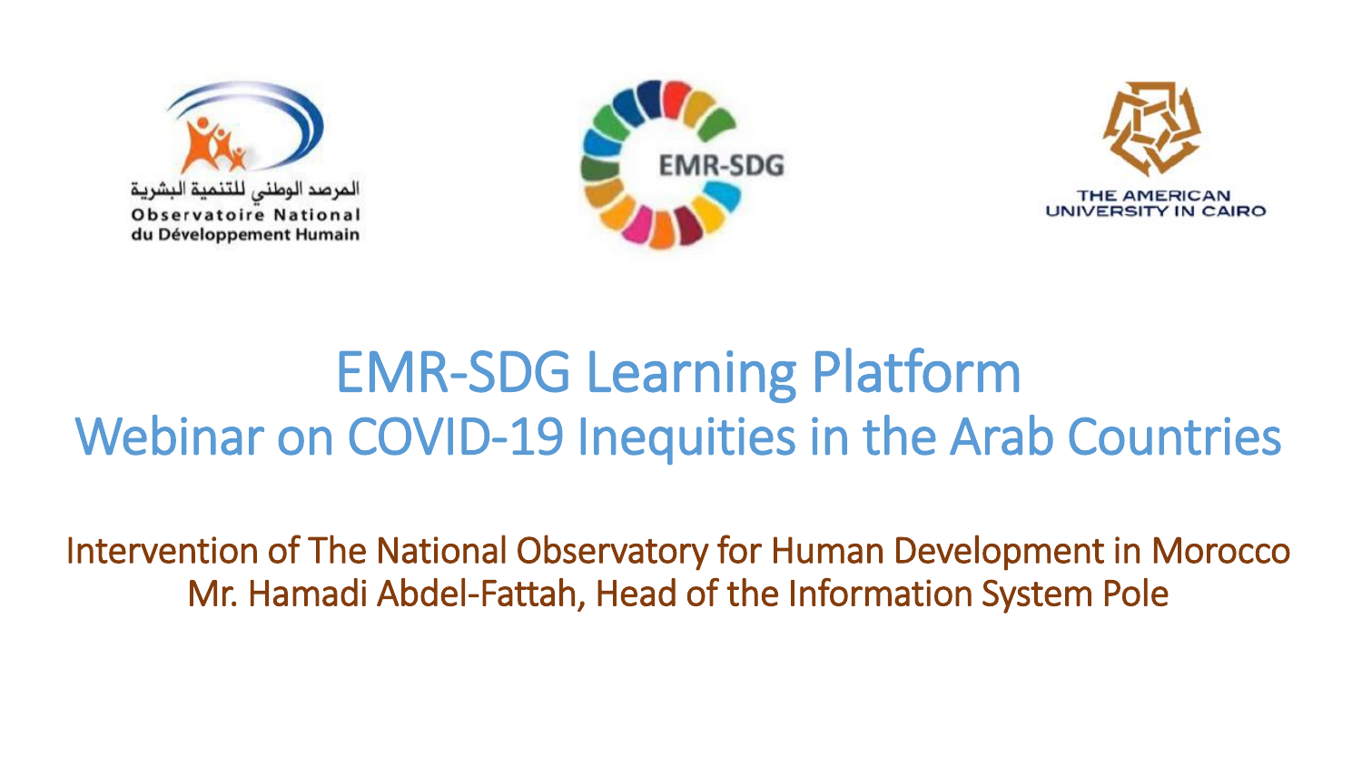المرصد الوطني للتنمية البشرية
Observatoire National du Développement Humain

EMR-SDG

THE AMERICAN UNIVERSITY IN CAIRO

# EMR-SDG Learning Platform

## Webinar on COVID-19 Inequities in the Arab Countries

Intervention of The National Observatory for Human Development in Morocco
Mr. Hamadi Abdel-Fattah, Head of the Information System Pole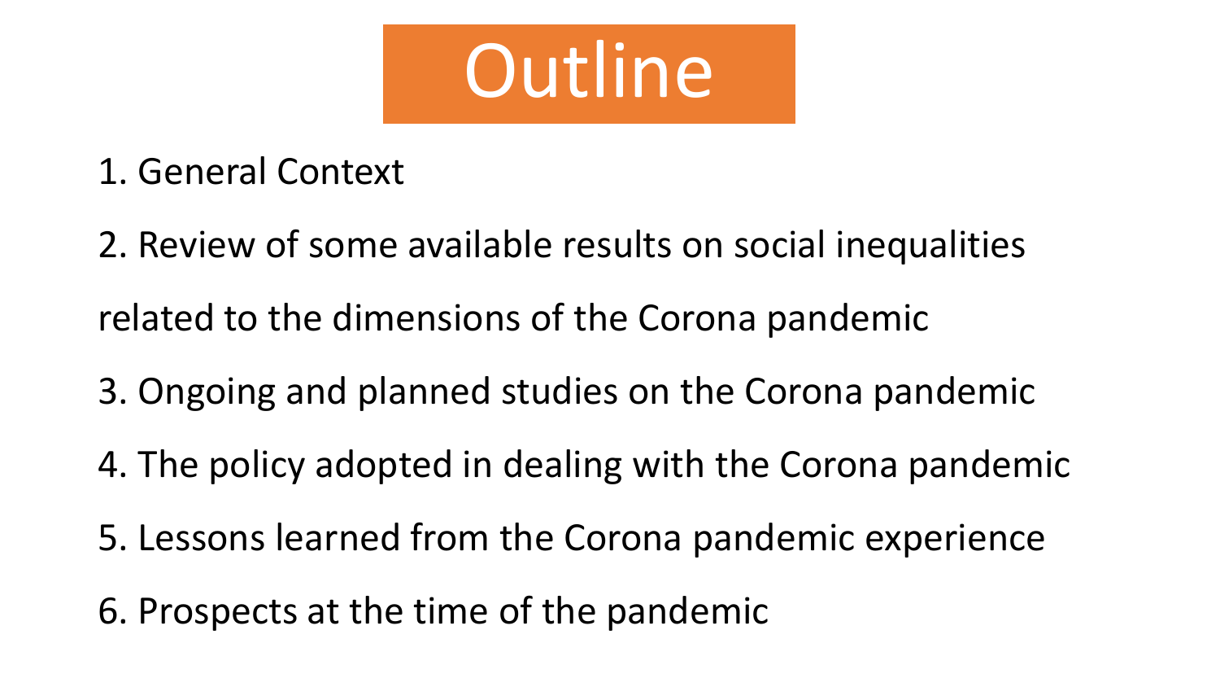# Outline

1. General Context
2. Review of some available results on social inequalities related to the dimensions of the Corona pandemic
3. Ongoing and planned studies on the Corona pandemic
4. The policy adopted in dealing with the Corona pandemic
5. Lessons learned from the Corona pandemic experience
6. Prospects at the time of the pandemic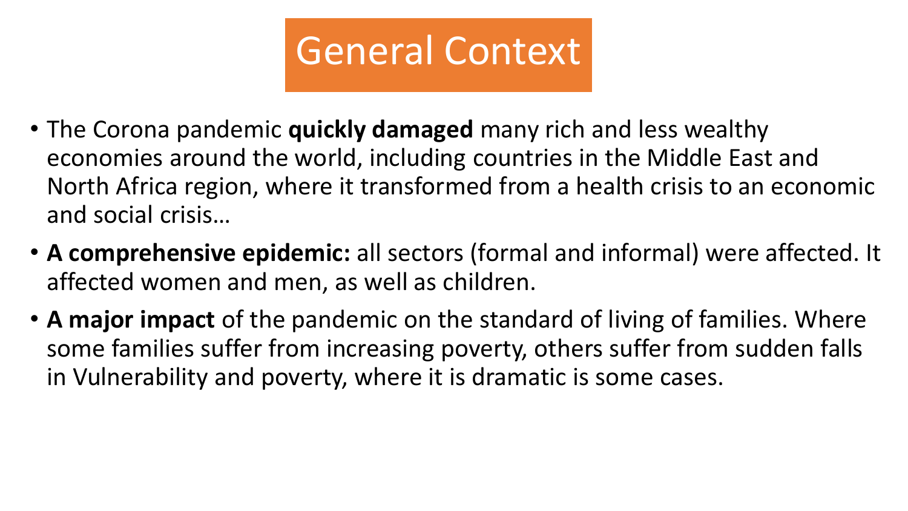# General Context

- The Corona pandemic **quickly damaged** many rich and less wealthy economies around the world, including countries in the Middle East and North Africa region, where it transformed from a health crisis to an economic and social crisis…
- **A comprehensive epidemic:** all sectors (formal and informal) were affected. It affected women and men, as well as children.
- **A major impact** of the pandemic on the standard of living of families. Where some families suffer from increasing poverty, others suffer from sudden falls in Vulnerability and poverty, where it is dramatic is some cases.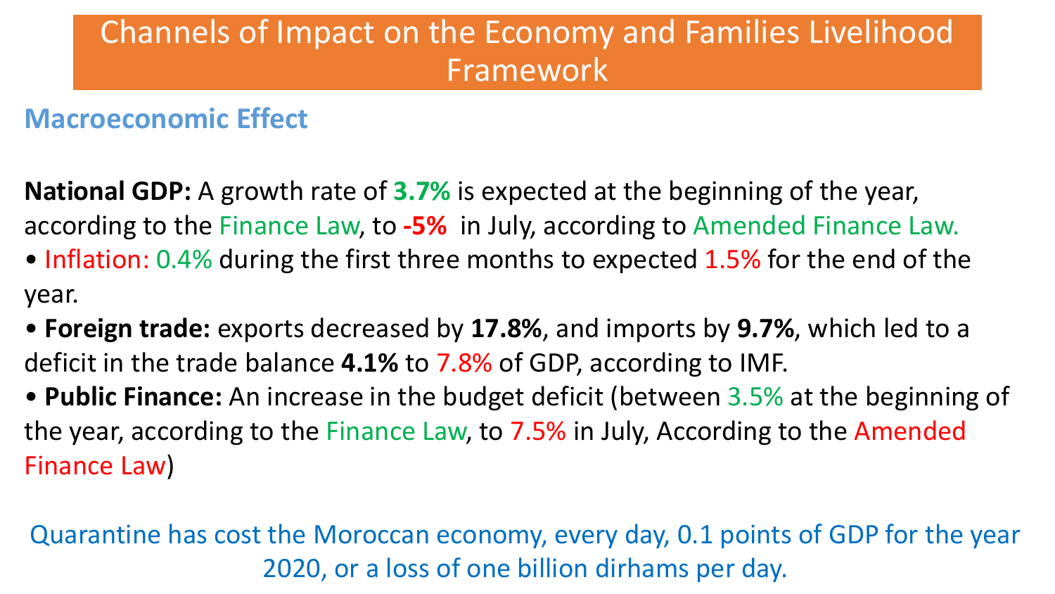# Channels of Impact on the Economy and Families Livelihood Framework

## Macroeconomic Effect

**National GDP:** A growth rate of **3.7%** is expected at the beginning of the year, according to the Finance Law, to **-5%** in July, according to Amended Finance Law.

- Inflation: 0.4% during the first three months to expected 1.5% for the end of the year.
- **Foreign trade:** exports decreased by **17.8%**, and imports by **9.7%**, which led to a deficit in the trade balance **4.1%** to 7.8% of GDP, according to IMF.
- **Public Finance:** An increase in the budget deficit (between 3.5% at the beginning of the year, according to the Finance Law, to 7.5% in July, According to the Amended Finance Law)

Quarantine has cost the Moroccan economy, every day, 0.1 points of GDP for the year 2020, or a loss of one billion dirhams per day.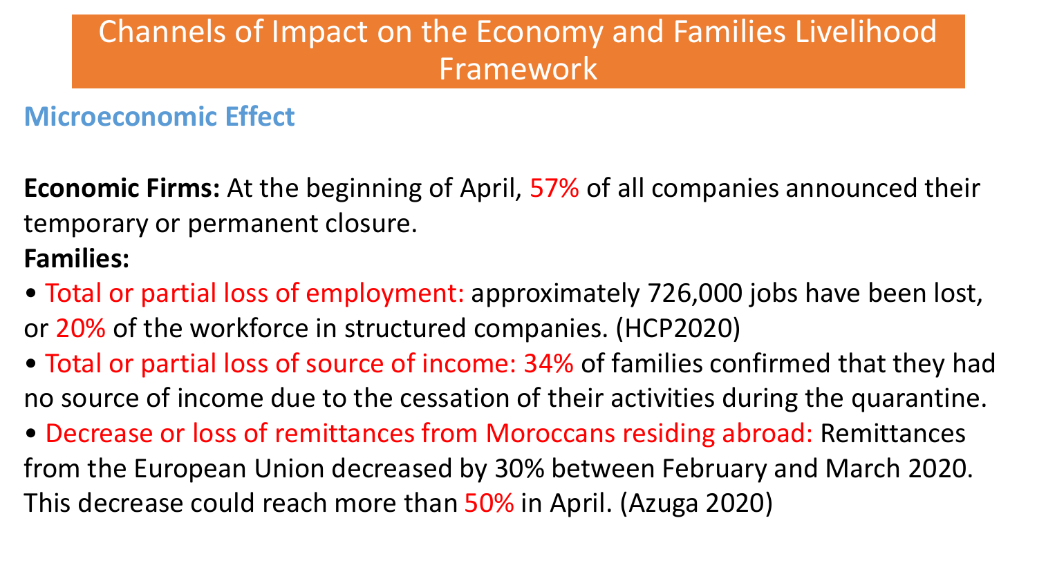# Channels of Impact on the Economy and Families Livelihood Framework

## Microeconomic Effect

**Economic Firms:** At the beginning of April, 57% of all companies announced their temporary or permanent closure.

**Families:**

- Total or partial loss of employment: approximately 726,000 jobs have been lost, or 20% of the workforce in structured companies. (HCP2020)
- Total or partial loss of source of income: 34% of families confirmed that they had no source of income due to the cessation of their activities during the quarantine.
- Decrease or loss of remittances from Moroccans residing abroad: Remittances from the European Union decreased by 30% between February and March 2020. This decrease could reach more than 50% in April. (Azuga 2020)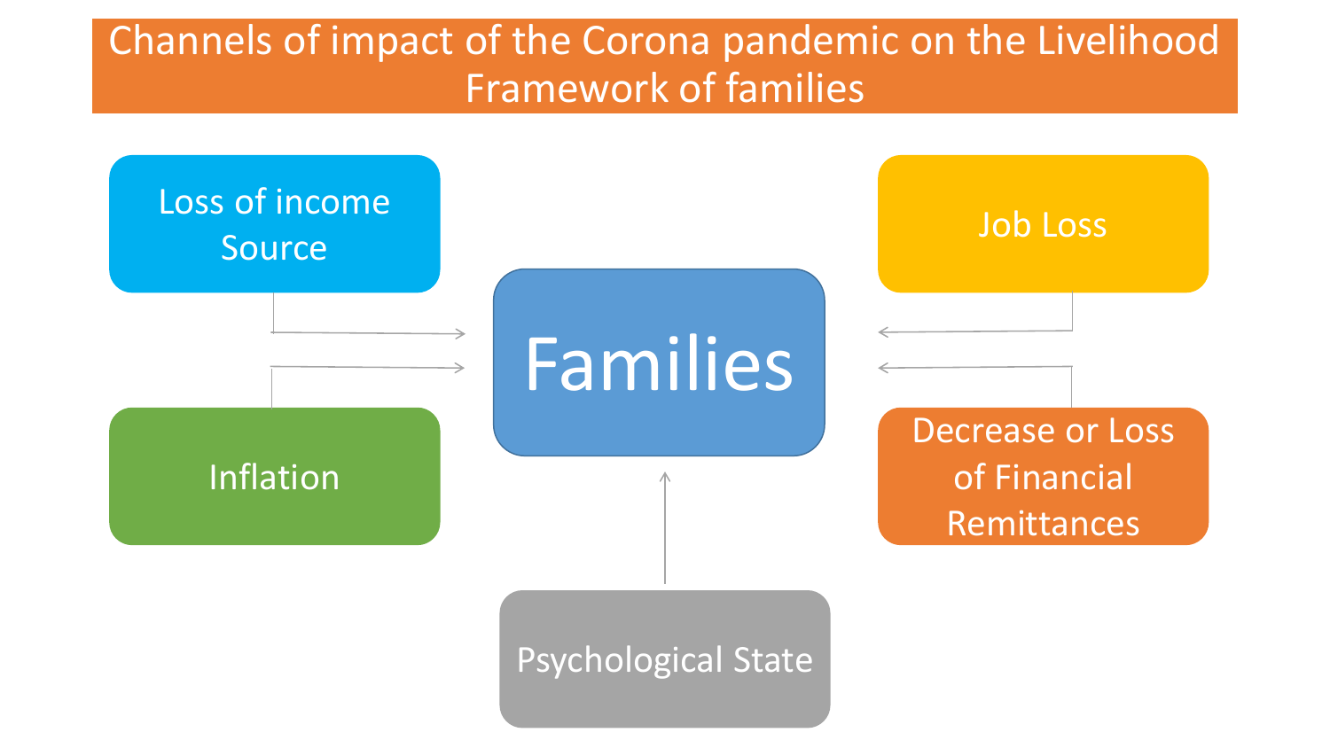# Channels of impact of the Corona pandemic on the Livelihood Framework of families

- Loss of income Source
- Inflation
- Families
- Job Loss
- Decrease or Loss of Financial Remittances
- Psychological State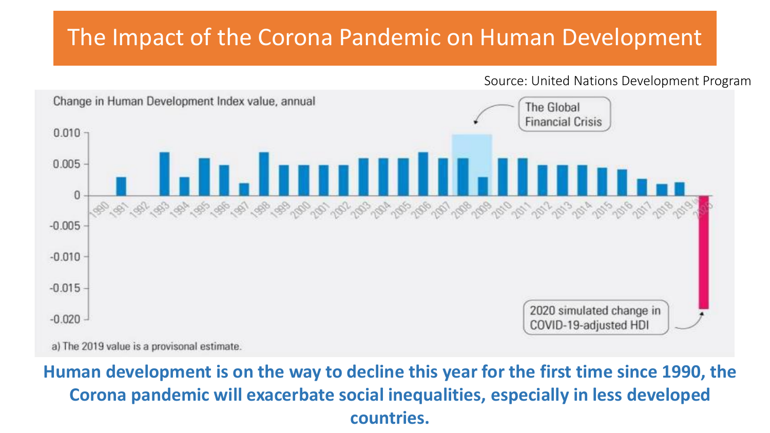# The Impact of the Corona Pandemic on Human Development

Source: United Nations Development Program

Change in Human Development Index value, annual

The Global Financial Crisis

2020 simulated change in COVID-19-adjusted HDI

a) The 2019 value is a provisonal estimate.

**Human development is on the way to decline this year for the first time since 1990, the Corona pandemic will exacerbate social inequalities, especially in less developed countries.**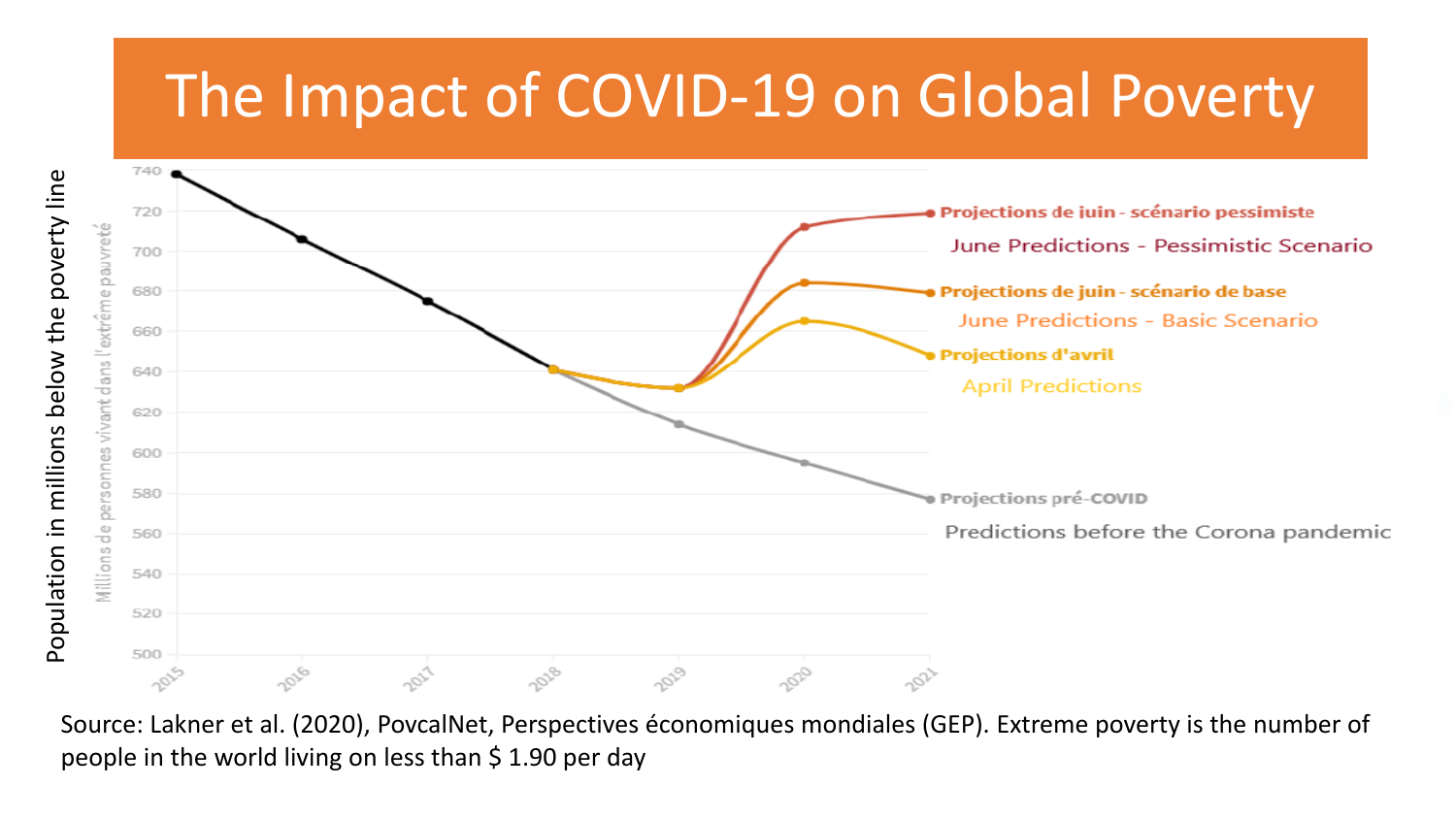# The Impact of COVID-19 on Global Poverty

Population in millions below the poverty line

Projections de juin - scénario pessimiste

June Predictions - Pessimistic Scenario

Projections de juin - scénario de base

June Predictions - Basic Scenario

Projections d'avril

April Predictions

Projections pré-COVID

Predictions before the Corona pandemic

Source: Lakner et al. (2020), PovcalNet, Perspectives économiques mondiales (GEP). Extreme poverty is the number of people in the world living on less than $ 1.90 per day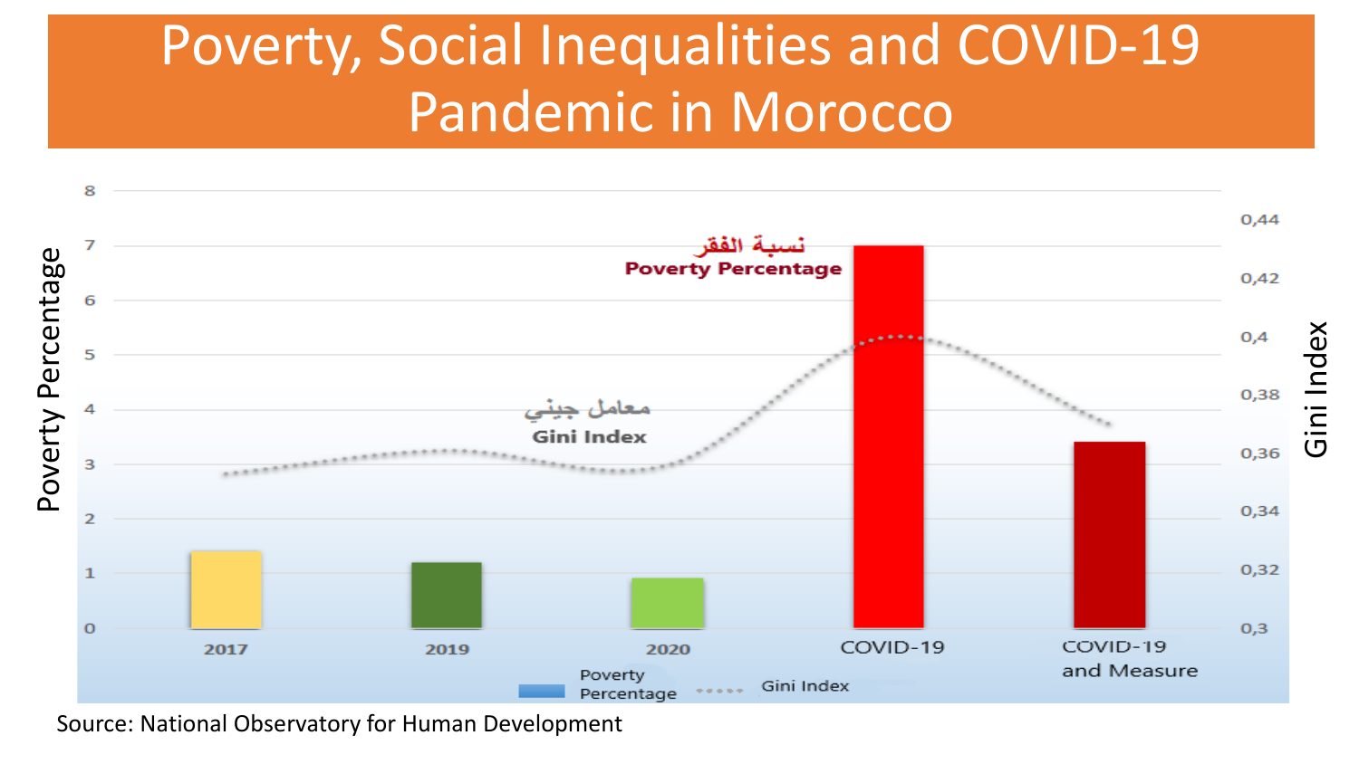# Poverty, Social Inequalities and COVID-19 Pandemic in Morocco

Source: National Observatory for Human Development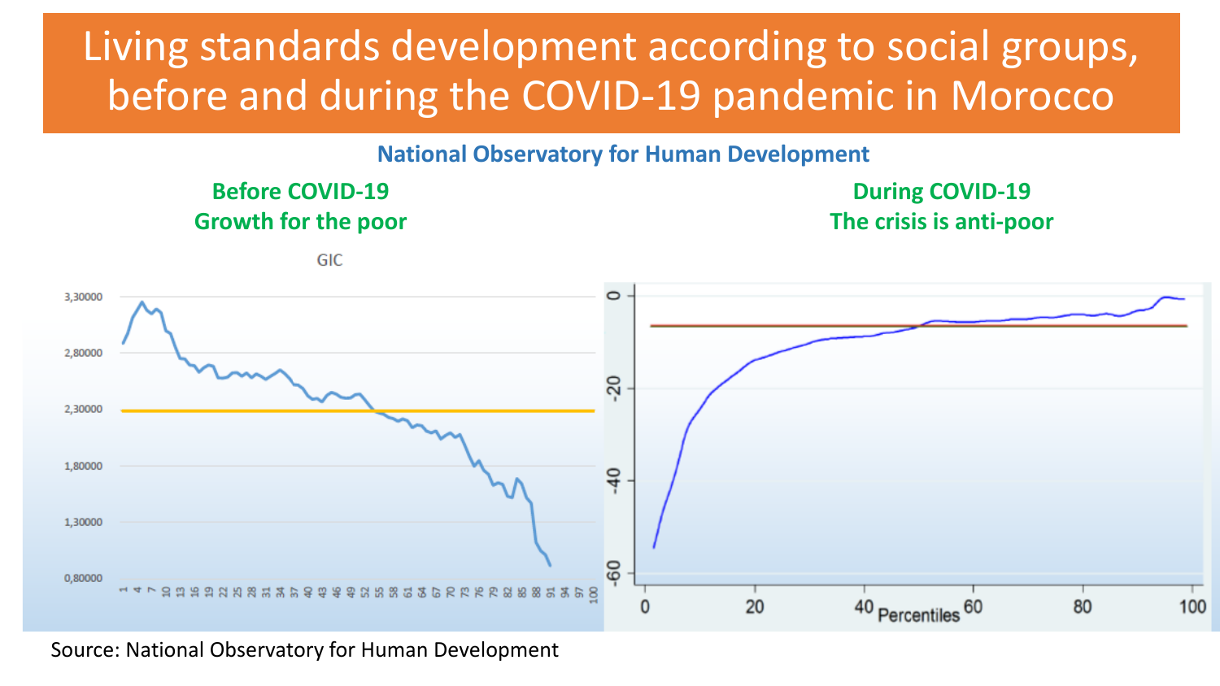# Living standards development according to social groups, before and during the COVID-19 pandemic in Morocco

**National Observatory for Human Development**

**Before COVID-19**
**Growth for the poor**

GIC

**During COVID-19**
**The crisis is anti-poor**

Percentiles

Source: National Observatory for Human Development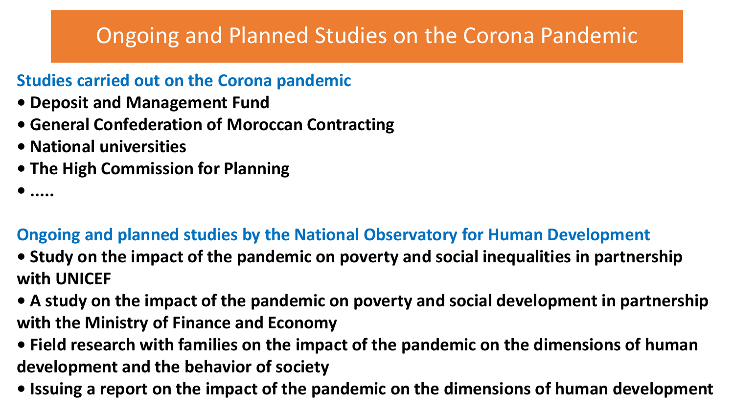# Ongoing and Planned Studies on the Corona Pandemic

## Studies carried out on the Corona pandemic

- **Deposit and Management Fund**
- **General Confederation of Moroccan Contracting**
- **National universities**
- **The High Commission for Planning**
- **.....**

## Ongoing and planned studies by the National Observatory for Human Development

- **Study on the impact of the pandemic on poverty and social inequalities in partnership with UNICEF**
- **A study on the impact of the pandemic on poverty and social development in partnership with the Ministry of Finance and Economy**
- **Field research with families on the impact of the pandemic on the dimensions of human development and the behavior of society**
- **Issuing a report on the impact of the pandemic on the dimensions of human development**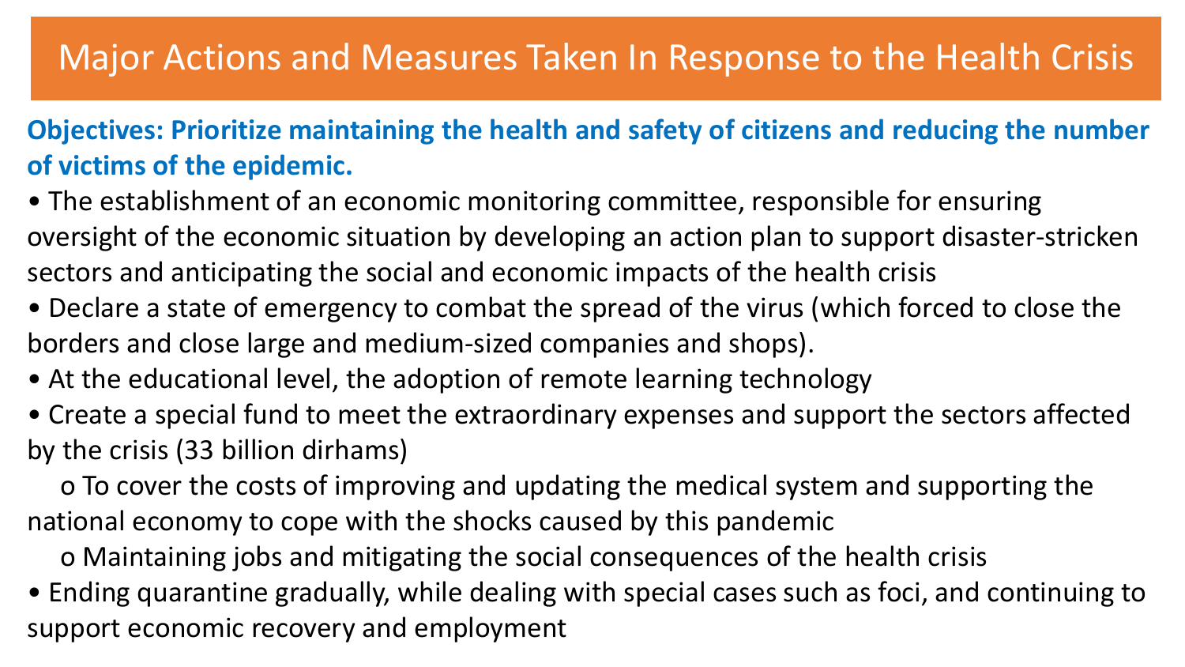# Major Actions and Measures Taken In Response to the Health Crisis

**Objectives: Prioritize maintaining the health and safety of citizens and reducing the number of victims of the epidemic.**

- The establishment of an economic monitoring committee, responsible for ensuring oversight of the economic situation by developing an action plan to support disaster-stricken sectors and anticipating the social and economic impacts of the health crisis
- Declare a state of emergency to combat the spread of the virus (which forced to close the borders and close large and medium-sized companies and shops).
- At the educational level, the adoption of remote learning technology
- Create a special fund to meet the extraordinary expenses and support the sectors affected by the crisis (33 billion dirhams)
  - To cover the costs of improving and updating the medical system and supporting the national economy to cope with the shocks caused by this pandemic
  - Maintaining jobs and mitigating the social consequences of the health crisis
- Ending quarantine gradually, while dealing with special cases such as foci, and continuing to support economic recovery and employment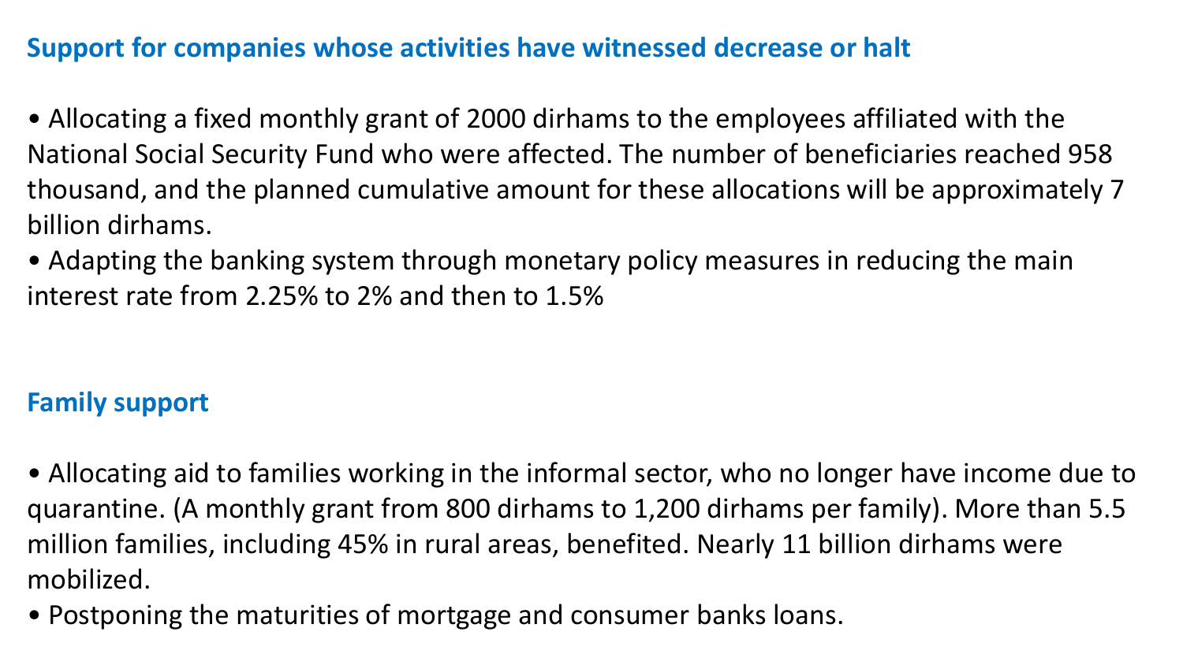## Support for companies whose activities have witnessed decrease or halt

- Allocating a fixed monthly grant of 2000 dirhams to the employees affiliated with the National Social Security Fund who were affected. The number of beneficiaries reached 958 thousand, and the planned cumulative amount for these allocations will be approximately 7 billion dirhams.
- Adapting the banking system through monetary policy measures in reducing the main interest rate from 2.25% to 2% and then to 1.5%

## Family support

- Allocating aid to families working in the informal sector, who no longer have income due to quarantine. (A monthly grant from 800 dirhams to 1,200 dirhams per family). More than 5.5 million families, including 45% in rural areas, benefited. Nearly 11 billion dirhams were mobilized.
- Postponing the maturities of mortgage and consumer banks loans.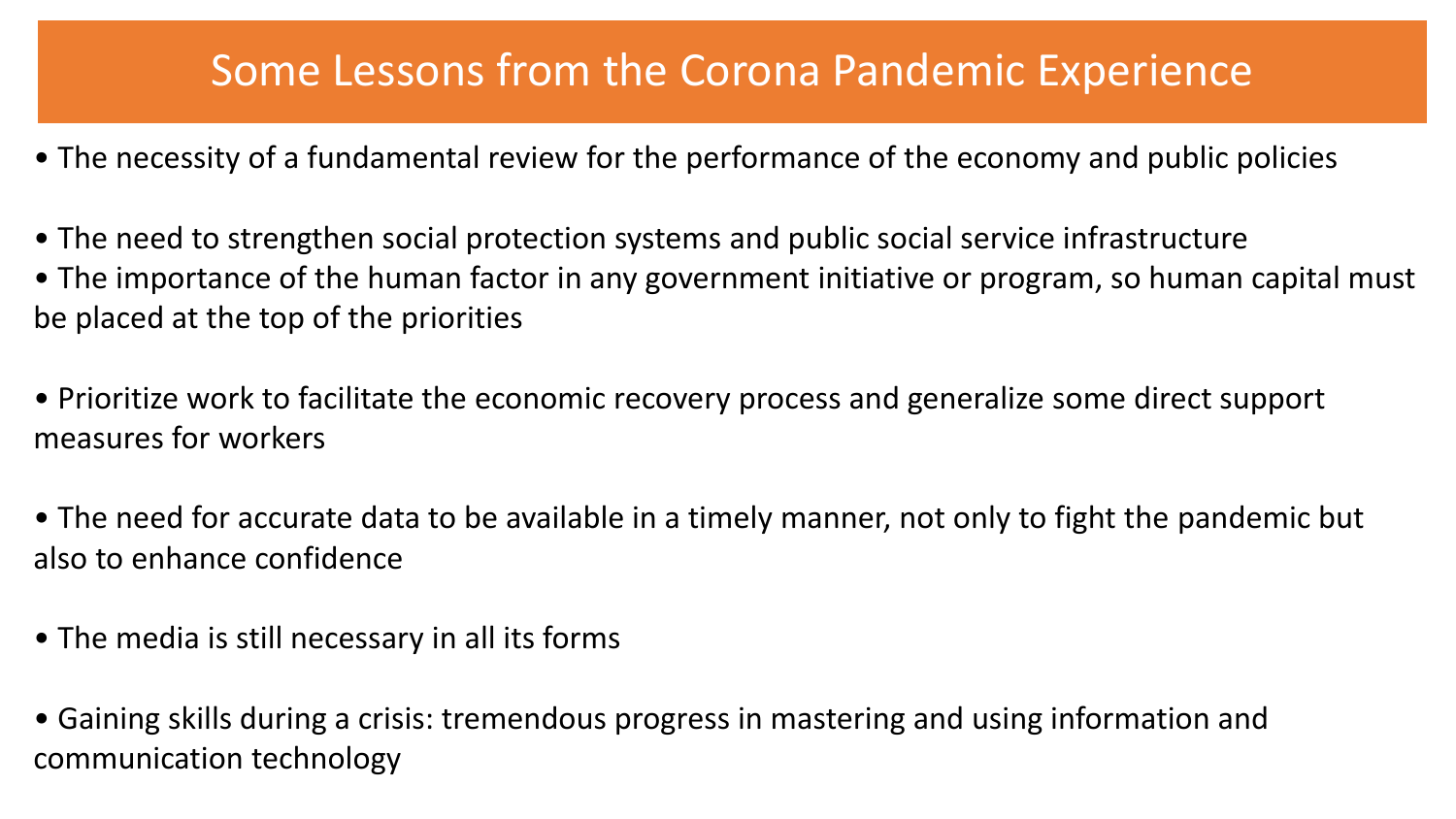# Some Lessons from the Corona Pandemic Experience

- The necessity of a fundamental review for the performance of the economy and public policies
- The need to strengthen social protection systems and public social service infrastructure
- The importance of the human factor in any government initiative or program, so human capital must be placed at the top of the priorities
- Prioritize work to facilitate the economic recovery process and generalize some direct support measures for workers
- The need for accurate data to be available in a timely manner, not only to fight the pandemic but also to enhance confidence
- The media is still necessary in all its forms
- Gaining skills during a crisis: tremendous progress in mastering and using information and communication technology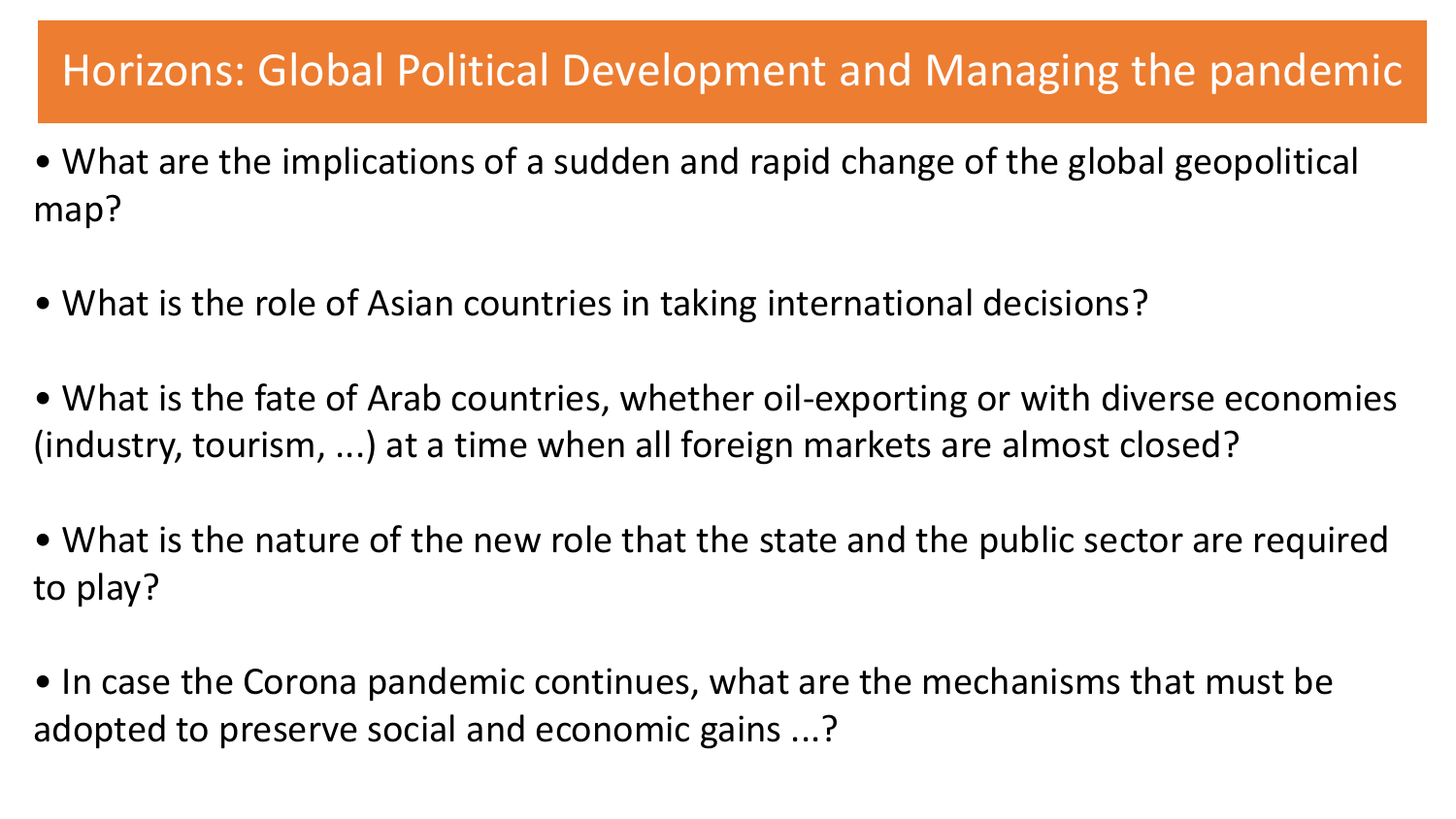# Horizons: Global Political Development and Managing the pandemic

- What are the implications of a sudden and rapid change of the global geopolitical map?
- What is the role of Asian countries in taking international decisions?
- What is the fate of Arab countries, whether oil-exporting or with diverse economies (industry, tourism, ...) at a time when all foreign markets are almost closed?
- What is the nature of the new role that the state and the public sector are required to play?
- In case the Corona pandemic continues, what are the mechanisms that must be adopted to preserve social and economic gains ...?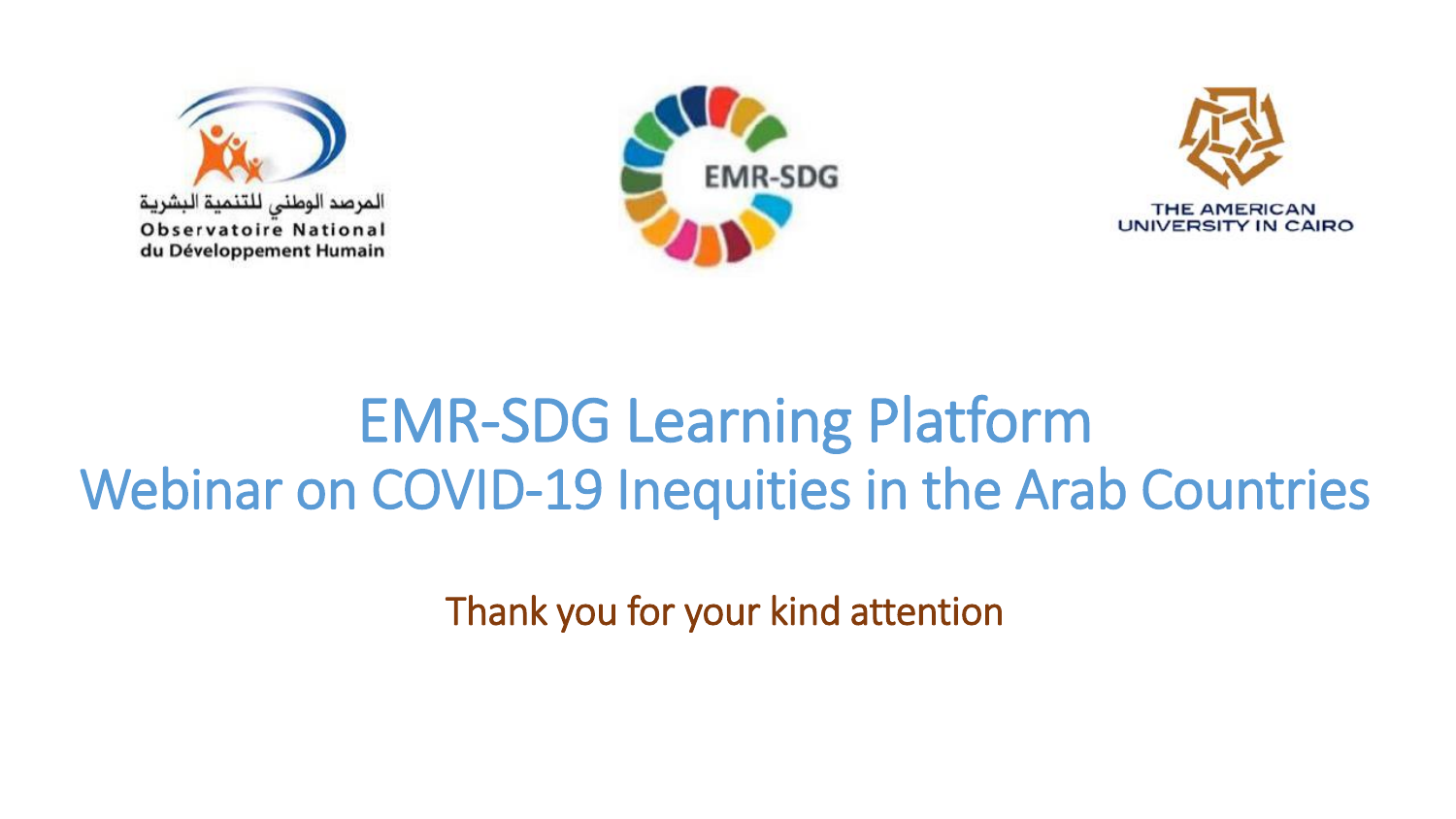المرصد الوطني للتنمية البشرية
Observatoire National du Développement Humain

EMR-SDG

THE AMERICAN UNIVERSITY IN CAIRO

# EMR-SDG Learning Platform
# Webinar on COVID-19 Inequities in the Arab Countries

Thank you for your kind attention